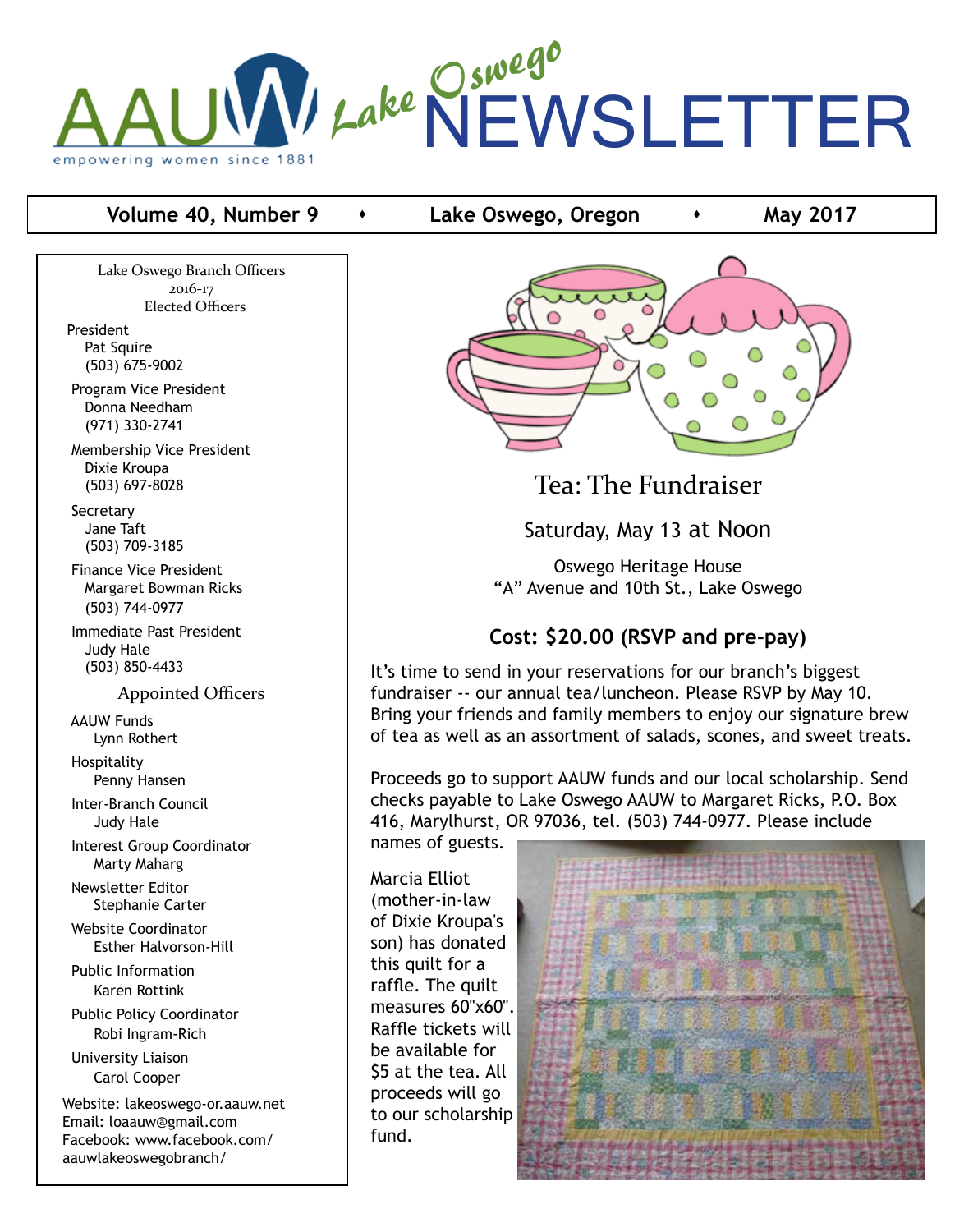# AAUW Lake Oswego NEWSLETTER

empowering women since 1881

**Volume 40, Number 9 • Lake Oswego, Oregon • May 2017**

Lake Oswego Branch Officers
2016-17
Elected Officers

President
Pat Squire
(503) 675-9002

Program Vice President
Donna Needham
(971) 330-2741

Membership Vice President
Dixie Kroupa
(503) 697-8028

Secretary
Jane Taft
(503) 709-3185

Finance Vice President
Margaret Bowman Ricks
(503) 744-0977

Immediate Past President
Judy Hale
(503) 850-4433

Appointed Officers

AAUW Funds
Lynn Rothert

Hospitality
Penny Hansen

Inter-Branch Council
Judy Hale

Interest Group Coordinator
Marty Maharg

Newsletter Editor
Stephanie Carter

Website Coordinator
Esther Halvorson-Hill

Public Information
Karen Rottink

Public Policy Coordinator
Robi Ingram-Rich

University Liaison
Carol Cooper

Website: lakeoswego-or.aauw.net
Email: loaauw@gmail.com
Facebook: www.facebook.com/aauwlakeoswegobranch/

## Tea: The Fundraiser

Saturday, May 13 at Noon

Oswego Heritage House
"A" Avenue and 10th St., Lake Oswego

**Cost: $20.00 (RSVP and pre-pay)**

It's time to send in your reservations for our branch's biggest fundraiser -- our annual tea/luncheon. Please RSVP by May 10. Bring your friends and family members to enjoy our signature brew of tea as well as an assortment of salads, scones, and sweet treats.

Proceeds go to support AAUW funds and our local scholarship. Send checks payable to Lake Oswego AAUW to Margaret Ricks, P.O. Box 416, Marylhurst, OR 97036, tel. (503) 744-0977. Please include names of guests.

Marcia Elliot (mother-in-law of Dixie Kroupa's son) has donated this quilt for a raffle. The quilt measures 60"x60". Raffle tickets will be available for $5 at the tea. All proceeds will go to our scholarship fund.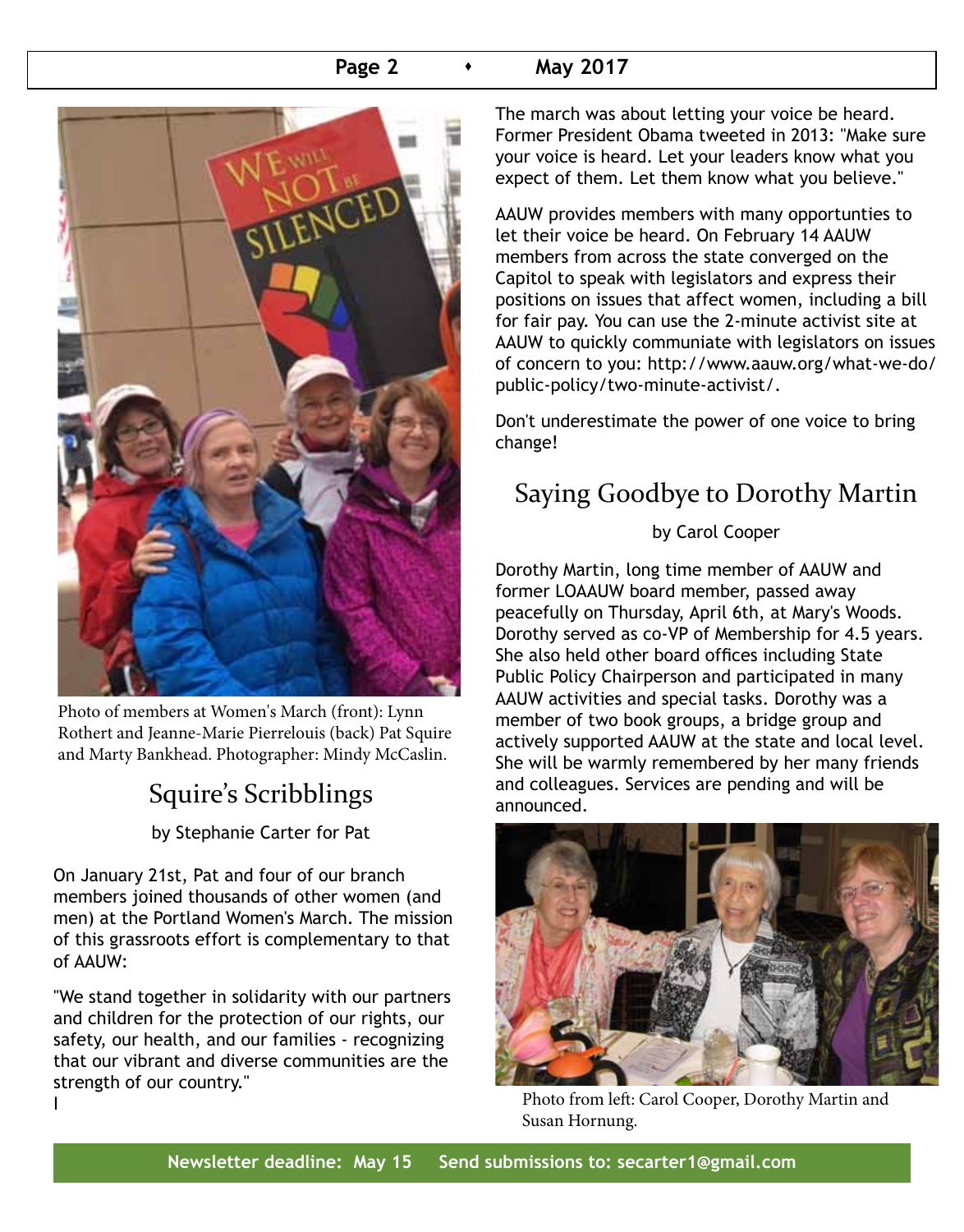Photo of members at Women's March (front): Lynn Rothert and Jeanne-Marie Pierrelouis (back) Pat Squire and Marty Bankhead. Photographer: Mindy McCaslin.

## Squire's Scribblings

by Stephanie Carter for Pat

On January 21st, Pat and four of our branch members joined thousands of other women (and men) at the Portland Women's March. The mission of this grassroots effort is complementary to that of AAUW:

"We stand together in solidarity with our partners and children for the protection of our rights, our safety, our health, and our families - recognizing that our vibrant and diverse communities are the strength of our country."

I

The march was about letting your voice be heard. Former President Obama tweeted in 2013: "Make sure your voice is heard. Let your leaders know what you expect of them. Let them know what you believe."

AAUW provides members with many opportunties to let their voice be heard. On February 14 AAUW members from across the state converged on the Capitol to speak with legislators and express their positions on issues that affect women, including a bill for fair pay. You can use the 2-minute activist site at AAUW to quickly communiate with legislators on issues of concern to you: http://www.aauw.org/what-we-do/public-policy/two-minute-activist/.

Don't underestimate the power of one voice to bring change!

## Saying Goodbye to Dorothy Martin

by Carol Cooper

Dorothy Martin, long time member of AAUW and former LOAAUW board member, passed away peacefully on Thursday, April 6th, at Mary's Woods. Dorothy served as co-VP of Membership for 4.5 years. She also held other board offices including State Public Policy Chairperson and participated in many AAUW activities and special tasks. Dorothy was a member of two book groups, a bridge group and actively supported AAUW at the state and local level. She will be warmly remembered by her many friends and colleagues. Services are pending and will be announced.

Photo from left: Carol Cooper, Dorothy Martin and Susan Hornung.

**Newsletter deadline: May 15 Send submissions to: secarter1@gmail.com**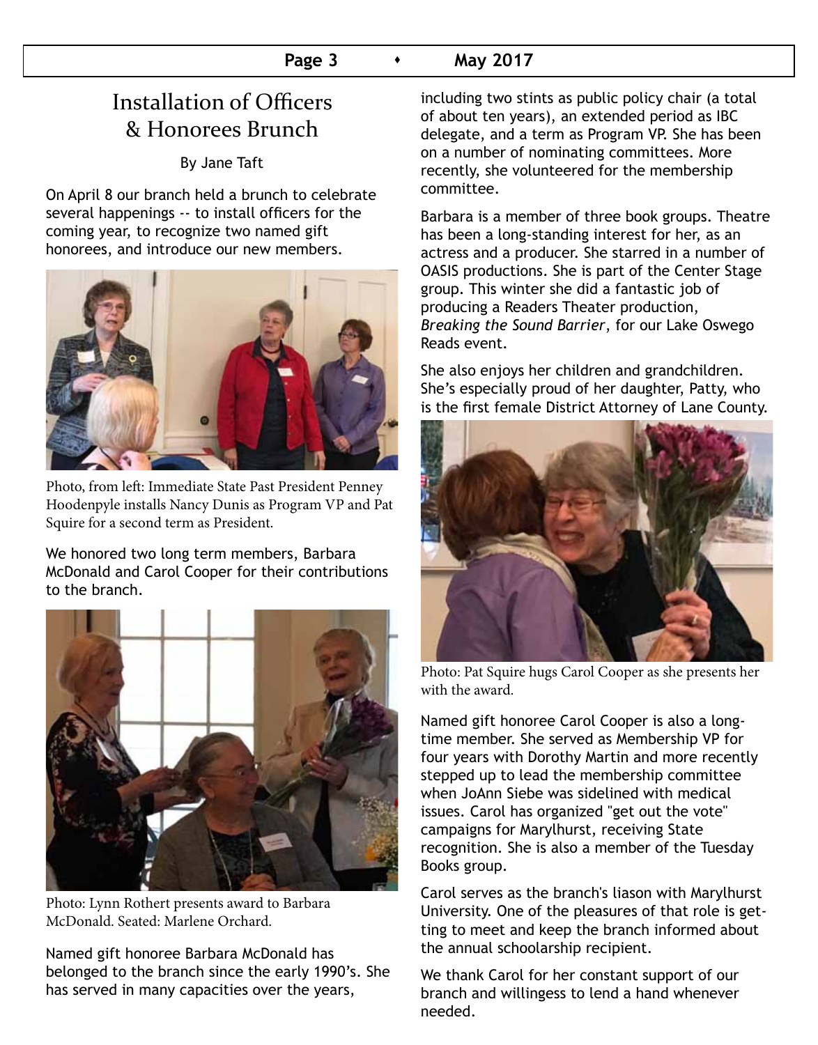# Installation of Officers & Honorees Brunch

By Jane Taft

On April 8 our branch held a brunch to celebrate several happenings -- to install officers for the coming year, to recognize two named gift honorees, and introduce our new members.

Photo, from left: Immediate State Past President Penney Hoodenpyle installs Nancy Dunis as Program VP and Pat Squire for a second term as President.

We honored two long term members, Barbara McDonald and Carol Cooper for their contributions to the branch.

Photo: Lynn Rothert presents award to Barbara McDonald. Seated: Marlene Orchard.

Named gift honoree Barbara McDonald has belonged to the branch since the early 1990's. She has served in many capacities over the years, including two stints as public policy chair (a total of about ten years), an extended period as IBC delegate, and a term as Program VP. She has been on a number of nominating committees. More recently, she volunteered for the membership committee.

Barbara is a member of three book groups. Theatre has been a long-standing interest for her, as an actress and a producer. She starred in a number of OASIS productions. She is part of the Center Stage group. This winter she did a fantastic job of producing a Readers Theater production, *Breaking the Sound Barrier*, for our Lake Oswego Reads event.

She also enjoys her children and grandchildren. She's especially proud of her daughter, Patty, who is the first female District Attorney of Lane County.

Photo: Pat Squire hugs Carol Cooper as she presents her with the award.

Named gift honoree Carol Cooper is also a long-time member. She served as Membership VP for four years with Dorothy Martin and more recently stepped up to lead the membership committee when JoAnn Siebe was sidelined with medical issues. Carol has organized "get out the vote" campaigns for Marylhurst, receiving State recognition. She is also a member of the Tuesday Books group.

Carol serves as the branch's liason with Marylhurst University. One of the pleasures of that role is getting to meet and keep the branch informed about the annual schoolarship recipient.

We thank Carol for her constant support of our branch and willingness to lend a hand whenever needed.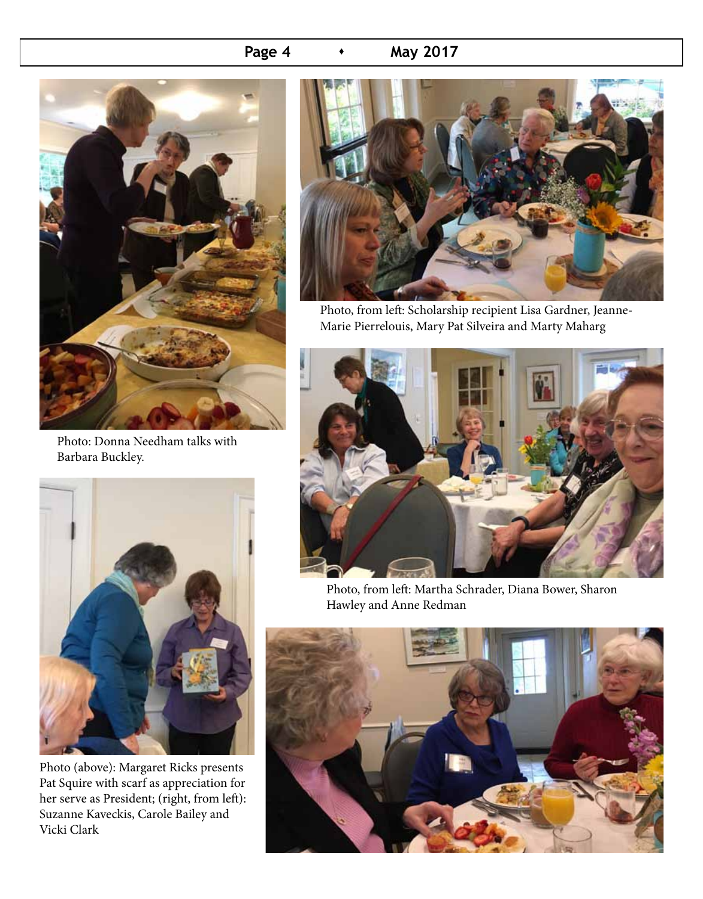Photo: Donna Needham talks with Barbara Buckley.

Photo, from left: Scholarship recipient Lisa Gardner, Jeanne-Marie Pierrelouis, Mary Pat Silveira and Marty Maharg

Photo, from left: Martha Schrader, Diana Bower, Sharon Hawley and Anne Redman

Photo (above): Margaret Ricks presents Pat Squire with scarf as appreciation for her serve as President; (right, from left): Suzanne Kaveckis, Carole Bailey and Vicki Clark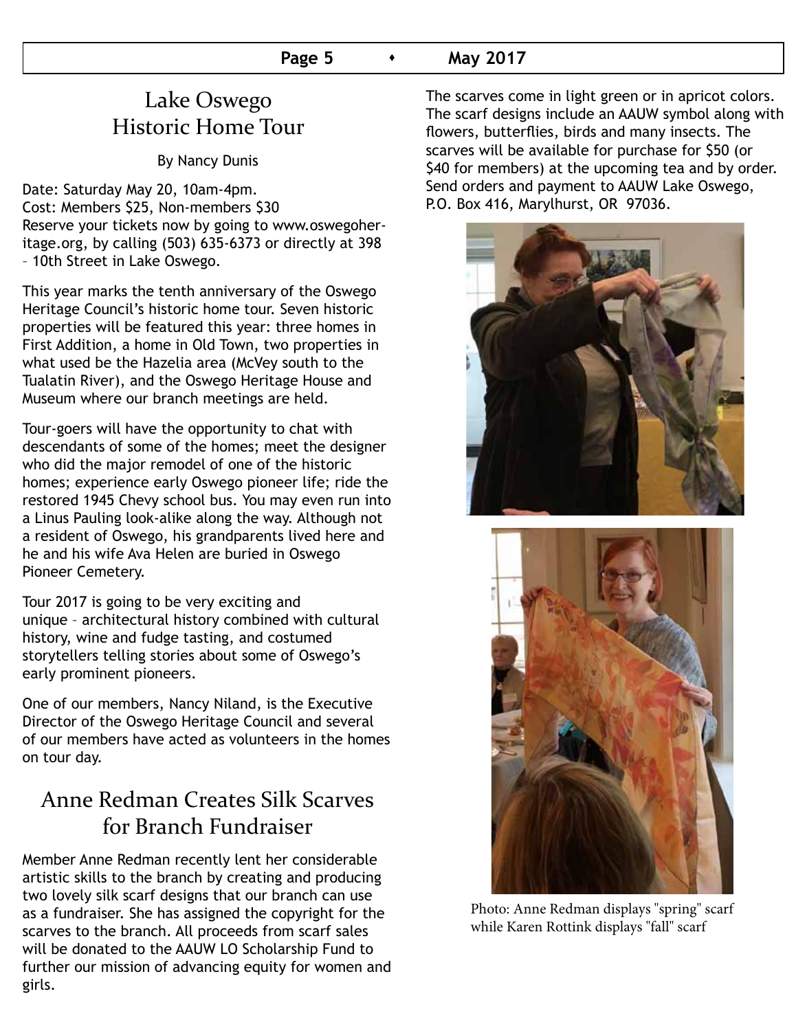# Lake Oswego Historic Home Tour

By Nancy Dunis

Date: Saturday May 20, 10am-4pm.
Cost: Members $25, Non-members $30
Reserve your tickets now by going to www.oswegoheritage.org, by calling (503) 635-6373 or directly at 398 – 10th Street in Lake Oswego.

This year marks the tenth anniversary of the Oswego Heritage Council's historic home tour. Seven historic properties will be featured this year: three homes in First Addition, a home in Old Town, two properties in what used be the Hazelia area (McVey south to the Tualatin River), and the Oswego Heritage House and Museum where our branch meetings are held.

Tour-goers will have the opportunity to chat with descendants of some of the homes; meet the designer who did the major remodel of one of the historic homes; experience early Oswego pioneer life; ride the restored 1945 Chevy school bus. You may even run into a Linus Pauling look-alike along the way. Although not a resident of Oswego, his grandparents lived here and he and his wife Ava Helen are buried in Oswego Pioneer Cemetery.

Tour 2017 is going to be very exciting and unique – architectural history combined with cultural history, wine and fudge tasting, and costumed storytellers telling stories about some of Oswego's early prominent pioneers.

One of our members, Nancy Niland, is the Executive Director of the Oswego Heritage Council and several of our members have acted as volunteers in the homes on tour day.

# Anne Redman Creates Silk Scarves for Branch Fundraiser

Member Anne Redman recently lent her considerable artistic skills to the branch by creating and producing two lovely silk scarf designs that our branch can use as a fundraiser. She has assigned the copyright for the scarves to the branch. All proceeds from scarf sales will be donated to the AAUW LO Scholarship Fund to further our mission of advancing equity for women and girls.

The scarves come in light green or in apricot colors. The scarf designs include an AAUW symbol along with flowers, butterflies, birds and many insects. The scarves will be available for purchase for $50 (or $40 for members) at the upcoming tea and by order. Send orders and payment to AAUW Lake Oswego, P.O. Box 416, Marylhurst, OR 97036.

Photo: Anne Redman displays "spring" scarf while Karen Rottink displays "fall" scarf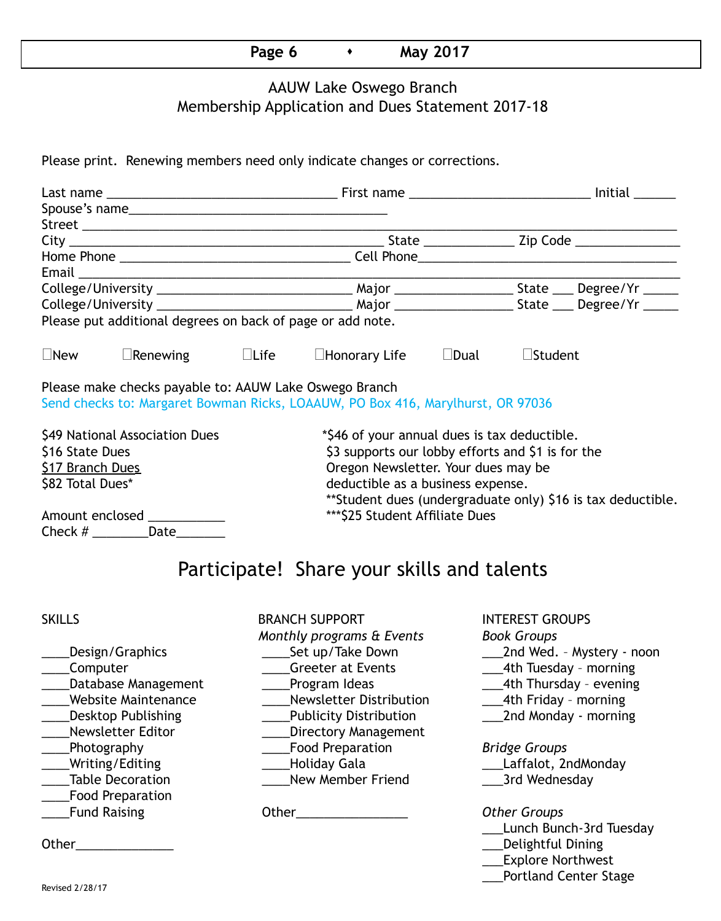# AAUW Lake Oswego Branch
## Membership Application and Dues Statement 2017-18

Please print. Renewing members need only indicate changes or corrections.

Last name ________________________________ First name _________________________ Initial ______
Spouse's name____________________________________
Street ____________________________________________________________________________________
City ____________________________________________ State _____________ Zip Code _______________
Home Phone ________________________________ Cell Phone____________________________________
Email ______________________________________________________________________________________
College/University ___________________________ Major ________________ State ___ Degree/Yr _____
College/University ___________________________ Major ________________ State ___ Degree/Yr _____
Please put additional degrees on back of page or add note.

☐New ☐Renewing ☐Life ☐Honorary Life ☐Dual ☐Student

Please make checks payable to: AAUW Lake Oswego Branch
Send checks to: Margaret Bowman Ricks, LOAAUW, PO Box 416, Marylhurst, OR 97036

$49 National Association Dues
$16 State Dues
$17 Branch Dues
$82 Total Dues*

Amount enclosed ___________
Check # ________Date_______

*$46 of your annual dues is tax deductible. $3 supports our lobby efforts and $1 is for the Oregon Newsletter. Your dues may be deductible as a business expense.
**Student dues (undergraduate only) $16 is tax deductible.
***$25 Student Affiliate Dues

# Participate! Share your skills and talents

**SKILLS**

____Design/Graphics
____Computer
____Database Management
____Website Maintenance
____Desktop Publishing
____Newsletter Editor
____Photography
____Writing/Editing
____Table Decoration
____Food Preparation
____Fund Raising

Other______________

**BRANCH SUPPORT**

*Monthly programs & Events*
____Set up/Take Down
____Greeter at Events
____Program Ideas
____Newsletter Distribution
____Publicity Distribution
____Directory Management
____Food Preparation
____Holiday Gala
____New Member Friend

Other________________

**INTEREST GROUPS**

*Book Groups*
___2nd Wed. – Mystery - noon
___4th Tuesday – morning
___4th Thursday – evening
___4th Friday – morning
___2nd Monday - morning

*Bridge Groups*
___Laffalot, 2ndMonday
___3rd Wednesday

*Other Groups*
___Lunch Bunch-3rd Tuesday
___Delightful Dining
___Explore Northwest
___Portland Center Stage

Revised 2/28/17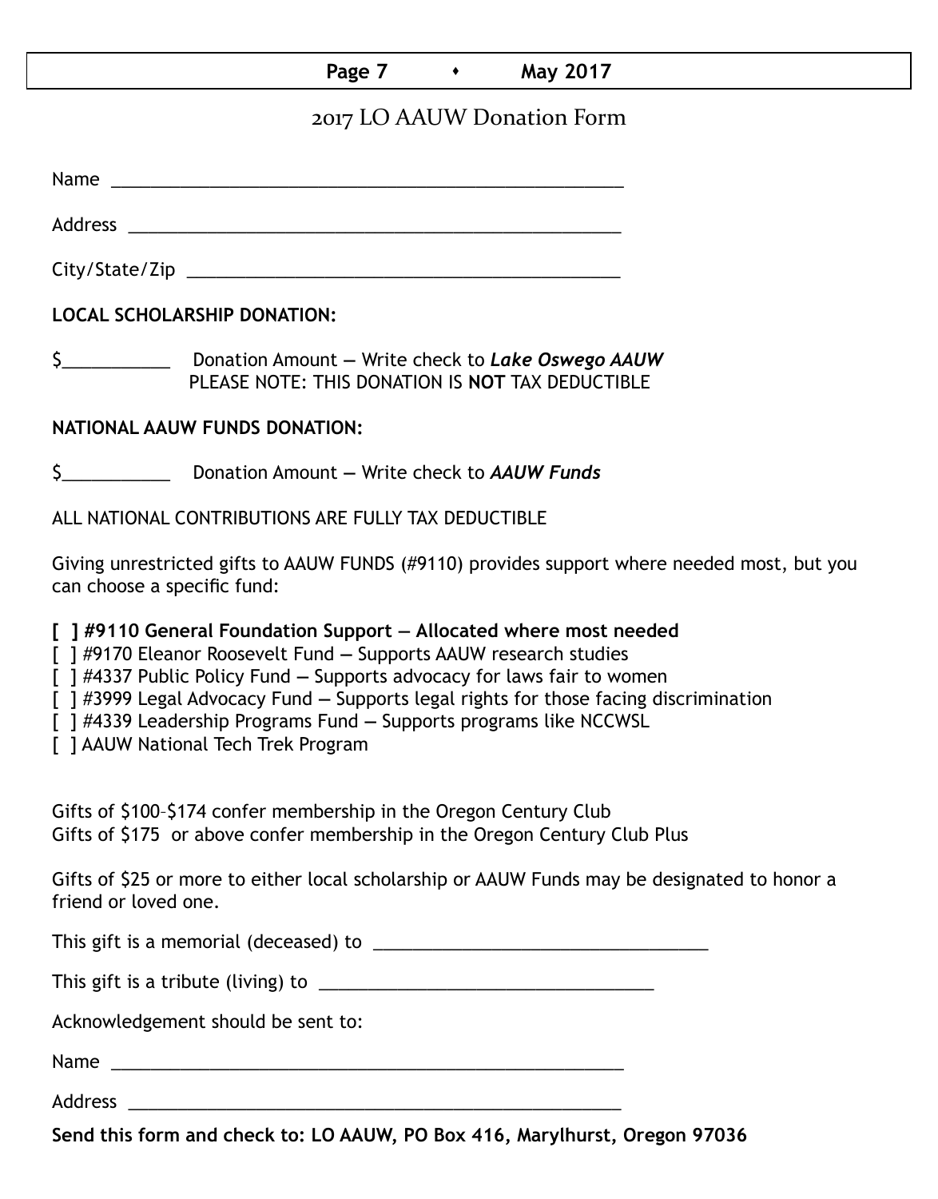# 2017 LO AAUW Donation Form

Name ______________________________________________________

Address ____________________________________________________

City/State/Zip ______________________________________________

**LOCAL SCHOLARSHIP DONATION:**

$___________ Donation Amount — Write check to ***Lake Oswego AAUW***
PLEASE NOTE: THIS DONATION IS **NOT** TAX DEDUCTIBLE

**NATIONAL AAUW FUNDS DONATION:**

$___________ Donation Amount — Write check to ***AAUW Funds***

ALL NATIONAL CONTRIBUTIONS ARE FULLY TAX DEDUCTIBLE

Giving unrestricted gifts to AAUW FUNDS (#9110) provides support where needed most, but you can choose a specific fund:

**[ ] #9110 General Foundation Support — Allocated where most needed**
[ ] #9170 Eleanor Roosevelt Fund — Supports AAUW research studies
[ ] #4337 Public Policy Fund — Supports advocacy for laws fair to women
[ ] #3999 Legal Advocacy Fund — Supports legal rights for those facing discrimination
[ ] #4339 Leadership Programs Fund — Supports programs like NCCWSL
[ ] AAUW National Tech Trek Program

Gifts of $100–$174 confer membership in the Oregon Century Club
Gifts of $175 or above confer membership in the Oregon Century Club Plus

Gifts of $25 or more to either local scholarship or AAUW Funds may be designated to honor a friend or loved one.

This gift is a memorial (deceased) to ___________________________________

This gift is a tribute (living) to ___________________________________

Acknowledgement should be sent to:

Name ______________________________________________________

Address ____________________________________________________

**Send this form and check to: LO AAUW, PO Box 416, Marylhurst, Oregon 97036**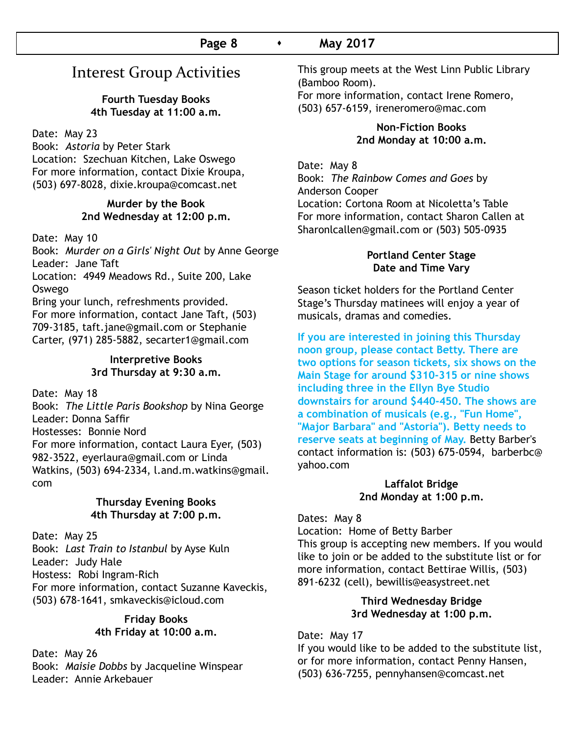# Interest Group Activities

**Fourth Tuesday Books**
**4th Tuesday at 11:00 a.m.**

Date: May 23
Book: *Astoria* by Peter Stark
Location: Szechuan Kitchen, Lake Oswego
For more information, contact Dixie Kroupa, (503) 697-8028, dixie.kroupa@comcast.net

**Murder by the Book**
**2nd Wednesday at 12:00 p.m.**

Date: May 10
Book: *Murder on a Girls' Night Out* by Anne George
Leader: Jane Taft
Location: 4949 Meadows Rd., Suite 200, Lake Oswego
Bring your lunch, refreshments provided.
For more information, contact Jane Taft, (503) 709-3185, taft.jane@gmail.com or Stephanie Carter, (971) 285-5882, secarter1@gmail.com

**Interpretive Books**
**3rd Thursday at 9:30 a.m.**

Date: May 18
Book: *The Little Paris Bookshop* by Nina George
Leader: Donna Saffir
Hostesses: Bonnie Nord
For more information, contact Laura Eyer, (503) 982-3522, eyerlaura@gmail.com or Linda Watkins, (503) 694-2334, l.and.m.watkins@gmail.com

**Thursday Evening Books**
**4th Thursday at 7:00 p.m.**

Date: May 25
Book: *Last Train to Istanbul* by Ayse Kuln
Leader: Judy Hale
Hostess: Robi Ingram-Rich
For more information, contact Suzanne Kaveckis, (503) 678-1641, smkaveckis@icloud.com

**Friday Books**
**4th Friday at 10:00 a.m.**

Date: May 26
Book: *Maisie Dobbs* by Jacqueline Winspear
Leader: Annie Arkebauer
This group meets at the West Linn Public Library (Bamboo Room).
For more information, contact Irene Romero, (503) 657-6159, ireneromero@mac.com

**Non-Fiction Books**
**2nd Monday at 10:00 a.m.**

Date: May 8
Book: *The Rainbow Comes and Goes* by Anderson Cooper
Location: Cortona Room at Nicoletta's Table
For more information, contact Sharon Callen at Sharonlcallen@gmail.com or (503) 505-0935

**Portland Center Stage**
**Date and Time Vary**

Season ticket holders for the Portland Center Stage's Thursday matinees will enjoy a year of musicals, dramas and comedies.

**If you are interested in joining this Thursday noon group, please contact Betty. There are two options for season tickets, six shows on the Main Stage for around $310-315 or nine shows including three in the Ellyn Bye Studio downstairs for around $440-450. The shows are a combination of musicals (e.g., "Fun Home", "Major Barbara" and "Astoria"). Betty needs to reserve seats at beginning of May.** Betty Barber's contact information is: (503) 675-0594, barberbc@yahoo.com

**Laffalot Bridge**
**2nd Monday at 1:00 p.m.**

Dates: May 8
Location: Home of Betty Barber
This group is accepting new members. If you would like to join or be added to the substitute list or for more information, contact Bettirae Willis, (503) 891-6232 (cell), bewillis@easystreet.net

**Third Wednesday Bridge**
**3rd Wednesday at 1:00 p.m.**

Date: May 17
If you would like to be added to the substitute list, or for more information, contact Penny Hansen, (503) 636-7255, pennyhansen@comcast.net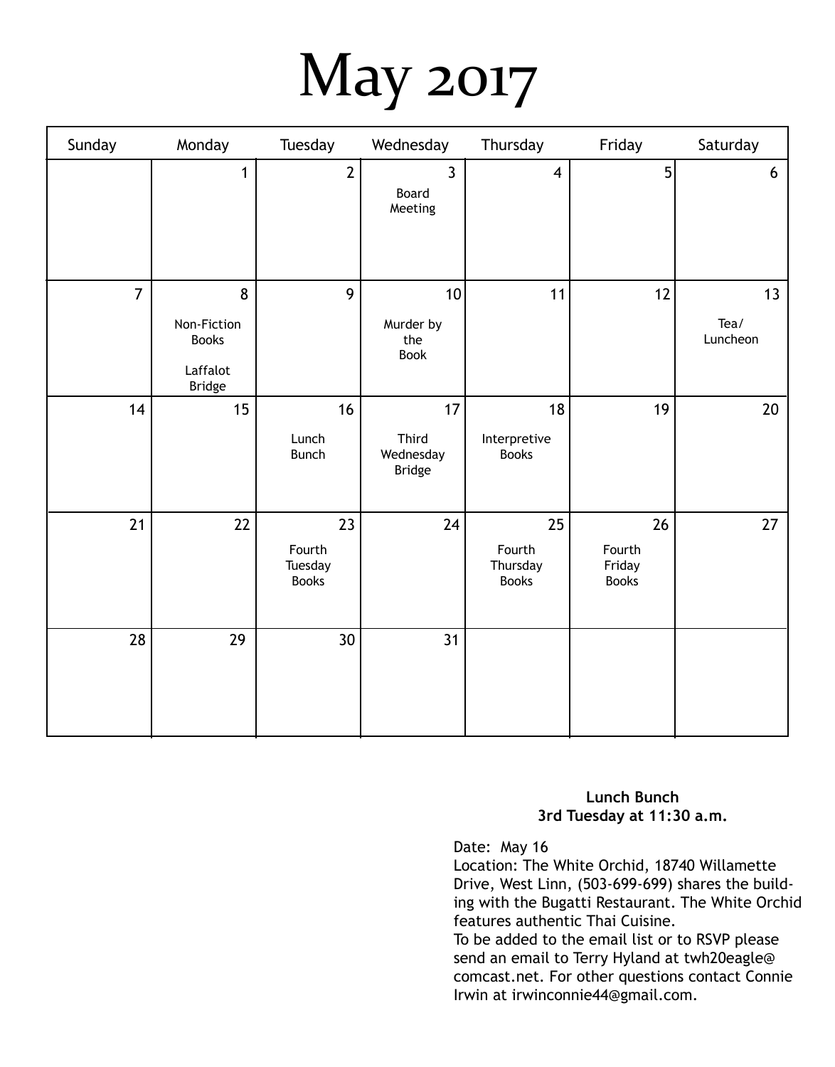# May 2017

| Sunday | Monday | Tuesday | Wednesday | Thursday | Friday | Saturday |
|---|---|---|---|---|---|---|
| | 1 | 2 | 3 Board Meeting | 4 | 5 | 6 |
| 7 | 8 Non-Fiction Books; Laffalot Bridge | 9 | 10 Murder by the Book | 11 | 12 | 13 Tea/ Luncheon |
| 14 | 15 | 16 Lunch Bunch | 17 Third Wednesday Bridge | 18 Interpretive Books | 19 | 20 |
| 21 | 22 | 23 Fourth Tuesday Books | 24 | 25 Fourth Thursday Books | 26 Fourth Friday Books | 27 |
| 28 | 29 | 30 | 31 | | | |

**Lunch Bunch**
**3rd Tuesday at 11:30 a.m.**

Date: May 16
Location: The White Orchid, 18740 Willamette Drive, West Linn, (503-699-699) shares the building with the Bugatti Restaurant. The White Orchid features authentic Thai Cuisine.
To be added to the email list or to RSVP please send an email to Terry Hyland at twh20eagle@comcast.net. For other questions contact Connie Irwin at irwinconnie44@gmail.com.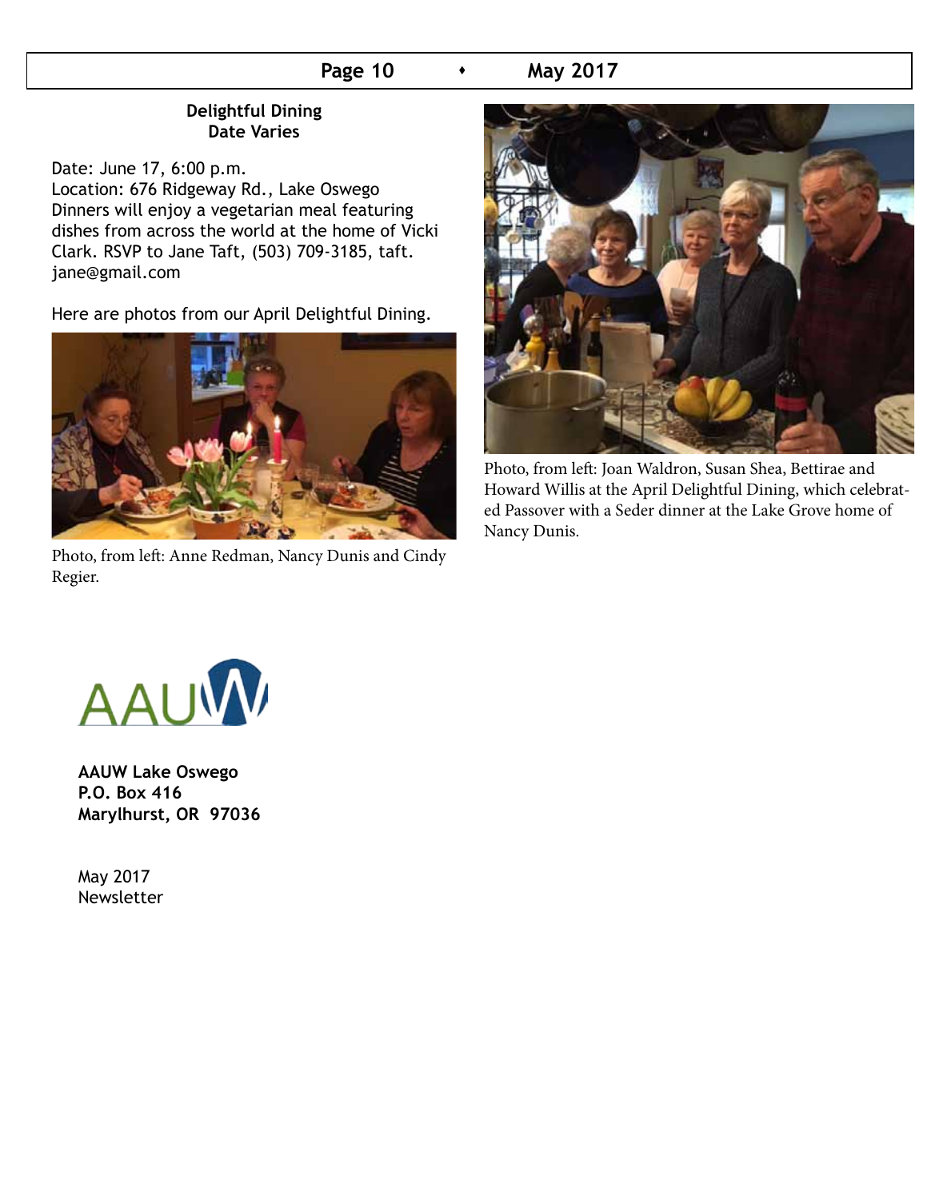## Delightful Dining
**Date Varies**

Date: June 17, 6:00 p.m.
Location: 676 Ridgeway Rd., Lake Oswego
Dinners will enjoy a vegetarian meal featuring dishes from across the world at the home of Vicki Clark. RSVP to Jane Taft, (503) 709-3185, taft.jane@gmail.com

Here are photos from our April Delightful Dining.

Photo, from left: Anne Redman, Nancy Dunis and Cindy Regier.

Photo, from left: Joan Waldron, Susan Shea, Bettirae and Howard Willis at the April Delightful Dining, which celebrated Passover with a Seder dinner at the Lake Grove home of Nancy Dunis.

**AAUW Lake Oswego**
**P.O. Box 416**
**Marylhurst, OR 97036**

May 2017
Newsletter